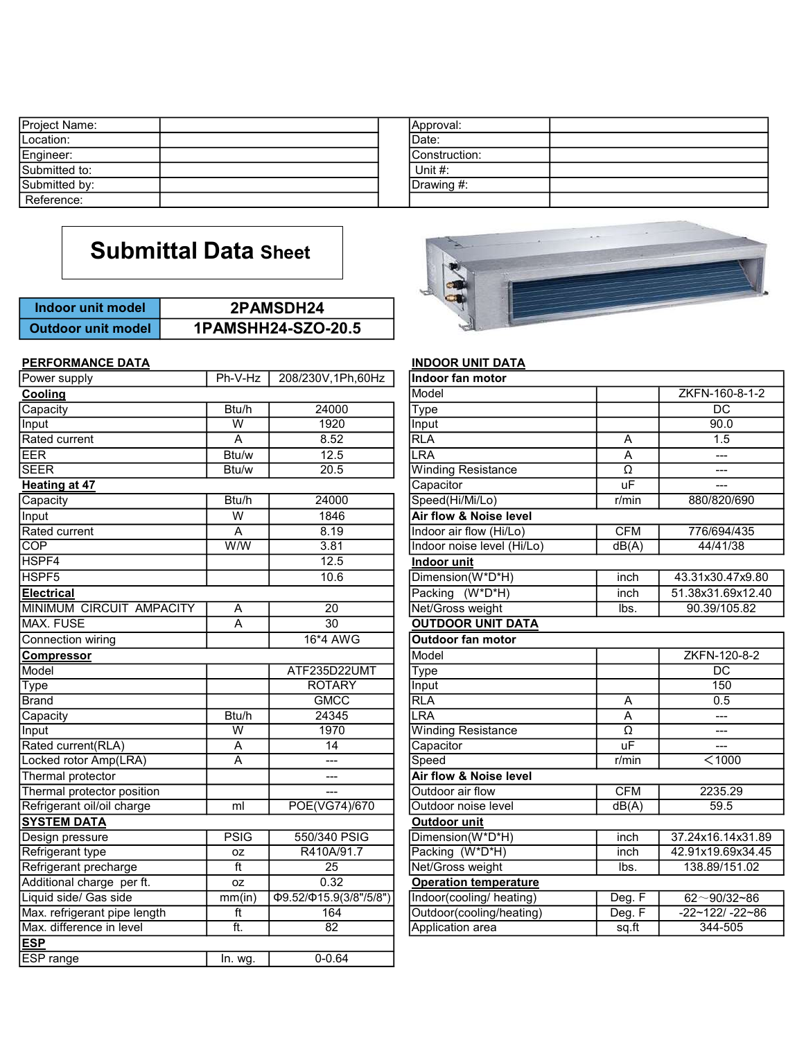| Project Name: | | | Approval: | |
| --- | --- | --- | --- | --- |
| Location: | | | Date: | |
| Engineer: | | | Construction: | |
| Submitted to: | | | Unit #: | |
| Submitted by: | | | Drawing #: | |
| Reference: | | | | |

# Submittal Data Sheet

| Indoor unit model | 2PAMSDH24 |
| --- | --- |
| Outdoor unit model | 1PAMSHH24-SZO-20.5 |

## PERFORMANCE DATA

| Power supply | Ph-V-Hz | 208/230V,1Ph,60Hz |
| --- | --- | --- |
| **Cooling** | | |
| Capacity | Btu/h | 24000 |
| Input | W | 1920 |
| Rated current | A | 8.52 |
| EER | Btu/w | 12.5 |
| SEER | Btu/w | 20.5 |
| **Heating at 47** | | |
| Capacity | Btu/h | 24000 |
| Input | W | 1846 |
| Rated current | A | 8.19 |
| COP | W/W | 3.81 |
| HSPF4 | | 12.5 |
| HSPF5 | | 10.6 |
| **Electrical** | | |
| MINIMUM CIRCUIT AMPACITY | A | 20 |
| MAX. FUSE | A | 30 |
| Connection wiring | | 16*4 AWG |
| **Compressor** | | |
| Model | | ATF235D22UMT |
| Type | | ROTARY |
| Brand | | GMCC |
| Capacity | Btu/h | 24345 |
| Input | W | 1970 |
| Rated current(RLA) | A | 14 |
| Locked rotor Amp(LRA) | A | --- |
| Thermal protector | | --- |
| Thermal protector position | | --- |
| Refrigerant oil/oil charge | ml | POE(VG74)/670 |
| **SYSTEM DATA** | | |
| Design pressure | PSIG | 550/340 PSIG |
| Refrigerant type | oz | R410A/91.7 |
| Refrigerant precharge | ft | 25 |
| Additional charge per ft. | oz | 0.32 |
| Liquid side/ Gas side | mm(in) | Φ9.52/Φ15.9(3/8"/5/8") |
| Max. refrigerant pipe length | ft | 164 |
| Max. difference in level | ft. | 82 |
| **ESP** | | |
| ESP range | In. wg. | 0-0.64 |

## INDOOR UNIT DATA

| **Indoor fan motor** | | |
| --- | --- | --- |
| Model | | ZKFN-160-8-1-2 |
| Type | | DC |
| Input | | 90.0 |
| RLA | A | 1.5 |
| LRA | A | --- |
| Winding Resistance | Ω | --- |
| Capacitor | uF | --- |
| Speed(Hi/Mi/Lo) | r/min | 880/820/690 |
| **Air flow & Noise level** | | |
| Indoor air flow (Hi/Lo) | CFM | 776/694/435 |
| Indoor noise level (Hi/Lo) | dB(A) | 44/41/38 |
| **Indoor unit** | | |
| Dimension(W*D*H) | inch | 43.31x30.47x9.80 |
| Packing (W*D*H) | inch | 51.38x31.69x12.40 |
| Net/Gross weight | lbs. | 90.39/105.82 |

## OUTDOOR UNIT DATA

| **Outdoor fan motor** | | |
| --- | --- | --- |
| Model | | ZKFN-120-8-2 |
| Type | | DC |
| Input | | 150 |
| RLA | A | 0.5 |
| LRA | A | --- |
| Winding Resistance | Ω | --- |
| Capacitor | uF | --- |
| Speed | r/min | ＜1000 |
| **Air flow & Noise level** | | |
| Outdoor air flow | CFM | 2235.29 |
| Outdoor noise level | dB(A) | 59.5 |
| **Outdoor unit** | | |
| Dimension(W*D*H) | inch | 37.24x16.14x31.89 |
| Packing (W*D*H) | inch | 42.91x19.69x34.45 |
| Net/Gross weight | lbs. | 138.89/151.02 |
| **Operation temperature** | | |
| Indoor(cooling/ heating) | Deg. F | 62～90/32~86 |
| Outdoor(cooling/heating) | Deg. F | -22~122/ -22~86 |
| Application area | sq.ft | 344-505 |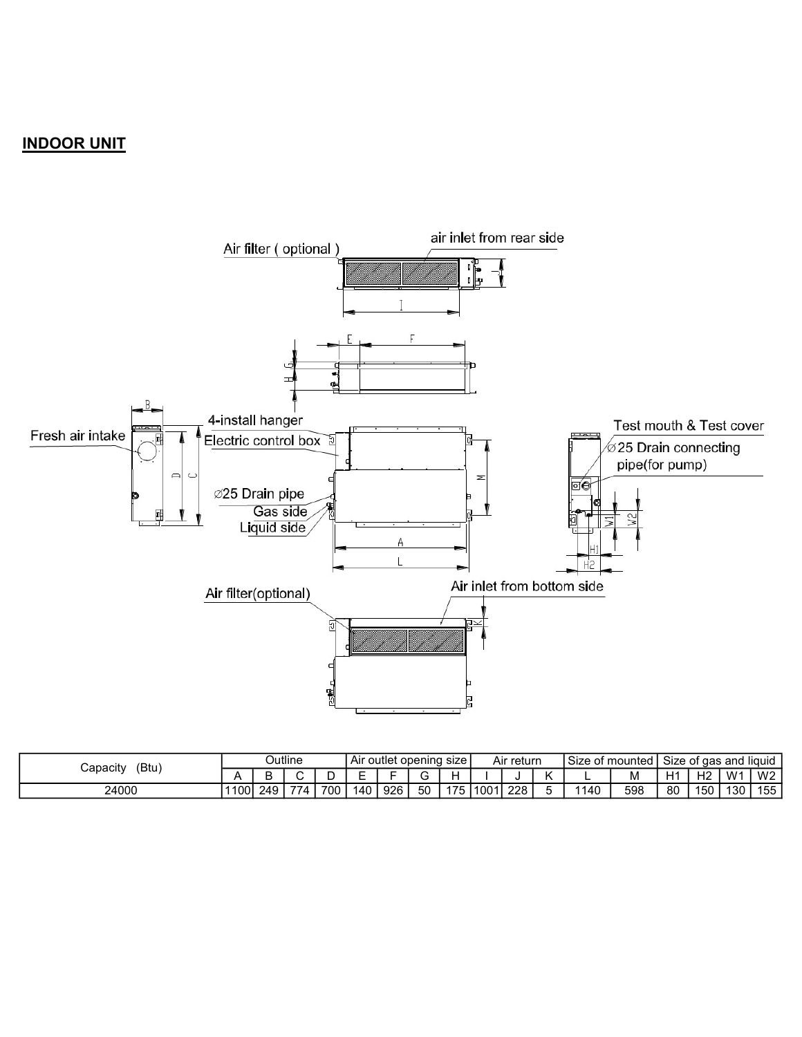## INDOOR UNIT

Air filter ( optional )

air inlet from rear side

4-install hanger

Fresh air intake

Electric control box

Test mouth & Test cover

Ø25 Drain connecting pipe(for pump)

Ø25 Drain pipe

Gas side

Liquid side

Air filter(optional)

Air inlet from bottom side

| Capacity (Btu) | Outline | | | | Air outlet opening size | | | | Air return | | | Size of mounted | | Size of gas and liquid | | | |
|---|---|---|---|---|---|---|---|---|---|---|---|---|---|---|---|---|---|
| | A | B | C | D | E | F | G | H | I | J | K | L | M | H1 | H2 | W1 | W2 |
| 24000 | 1100 | 249 | 774 | 700 | 140 | 926 | 50 | 175 | 1001 | 228 | 5 | 1140 | 598 | 80 | 150 | 130 | 155 |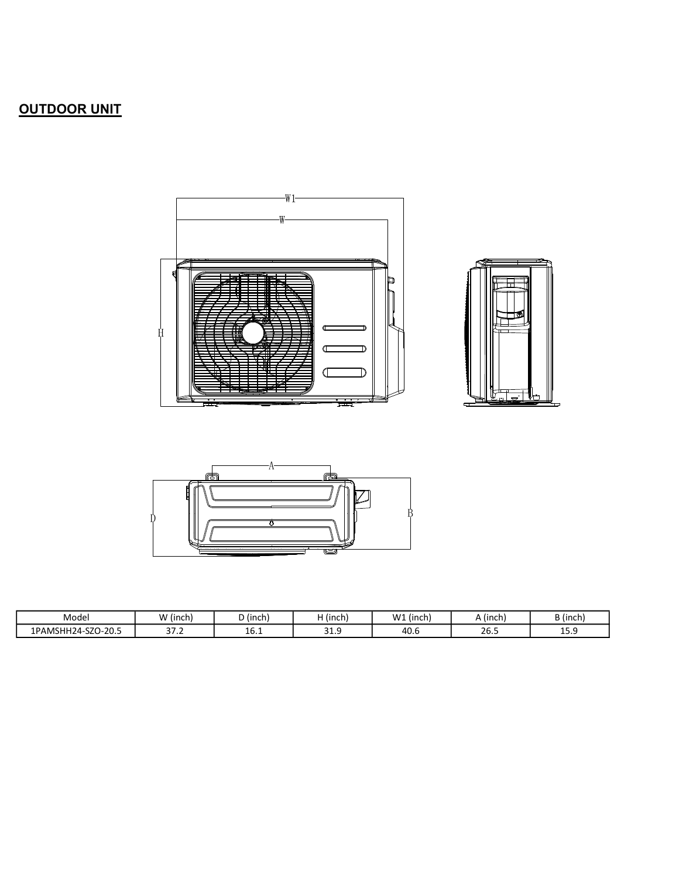## OUTDOOR UNIT

W1

W

H

A

D

B

| Model | W (inch) | D (inch) | H (inch) | W1 (inch) | A (inch) | B (inch) |
|---|---|---|---|---|---|---|
| 1PAMSHH24-SZO-20.5 | 37.2 | 16.1 | 31.9 | 40.6 | 26.5 | 15.9 |